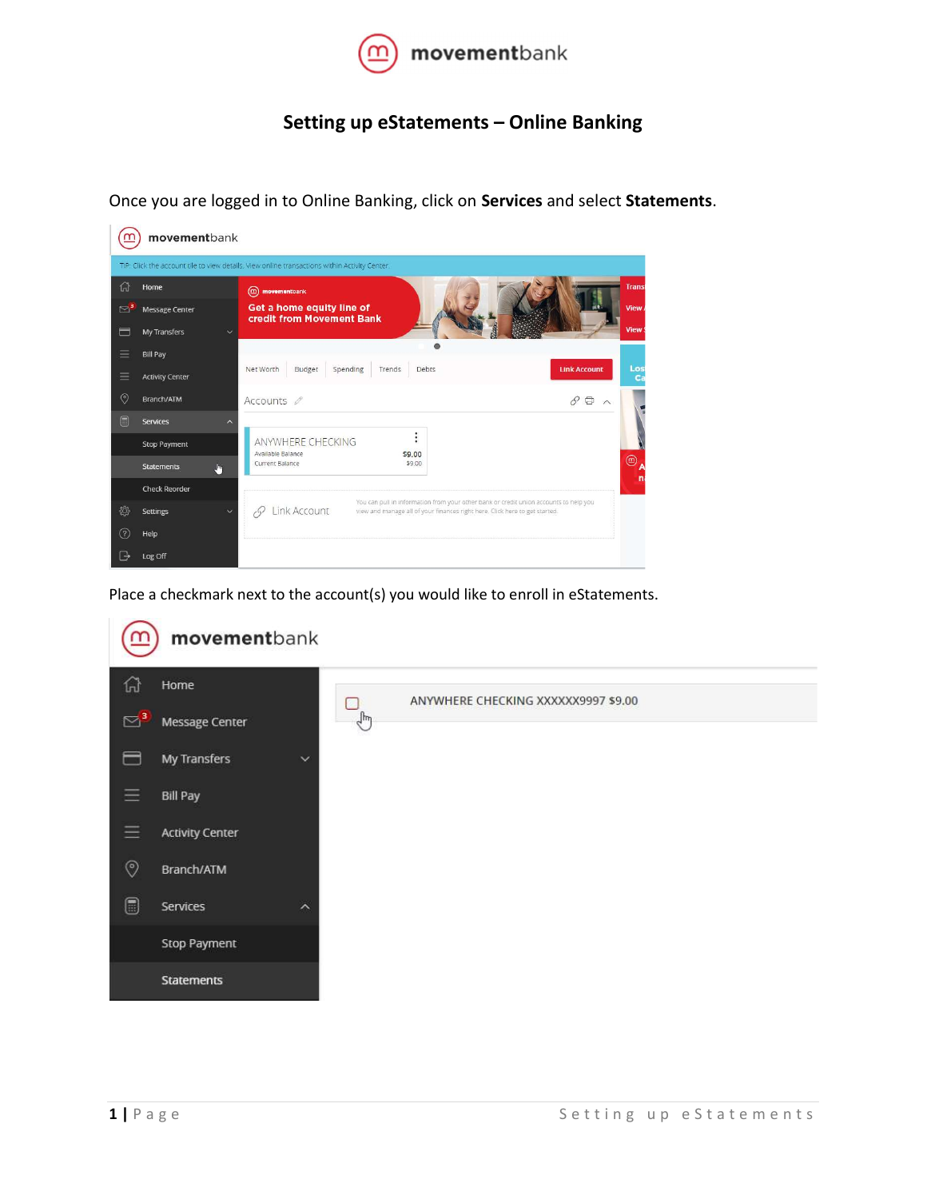# Setting up eStatements – Online Banking

Once you are logged in to Online Banking, click on **Services** and select **Statements**.

Place a checkmark next to the account(s) you would like to enroll in eStatements.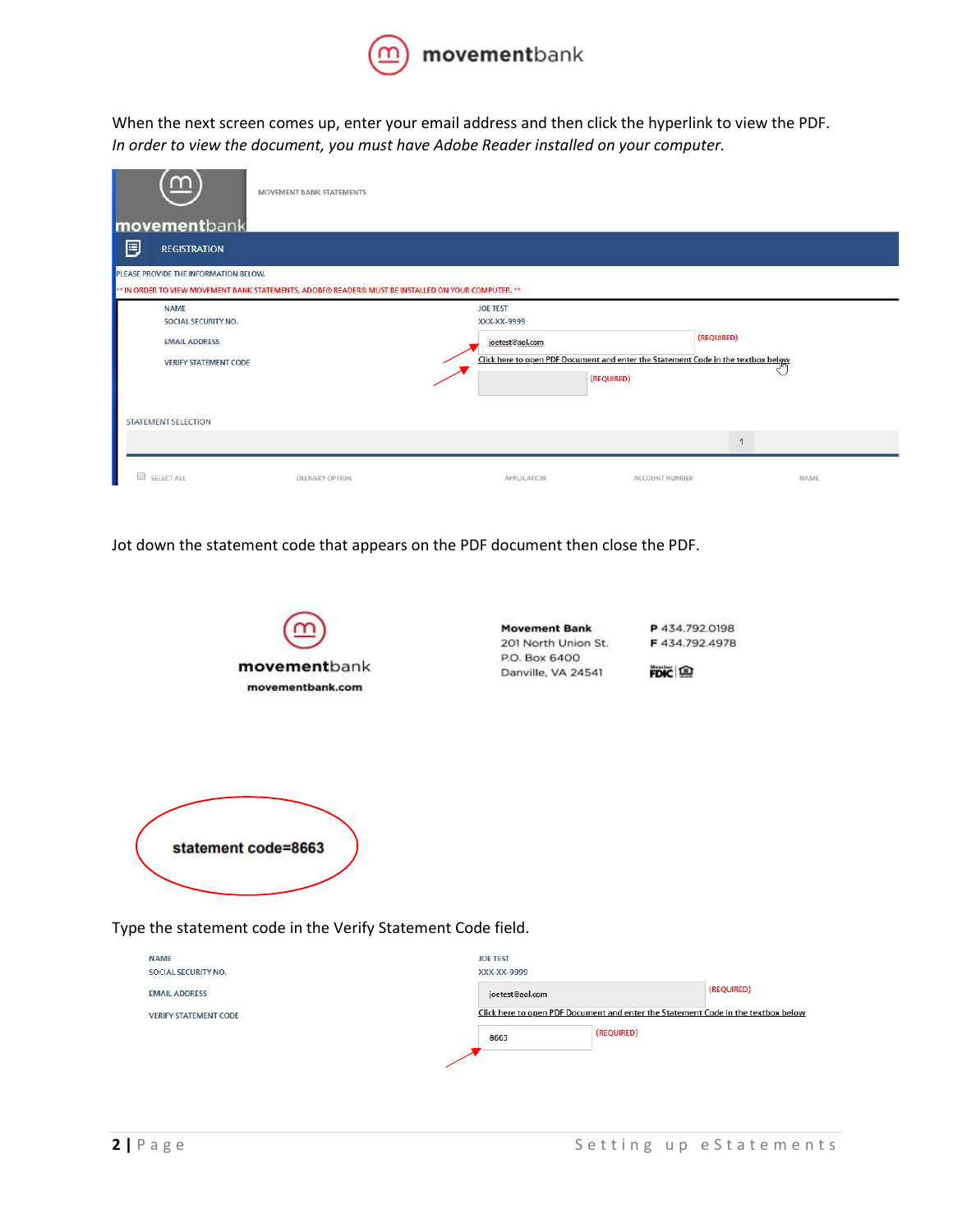When the next screen comes up, enter your email address and then click the hyperlink to view the PDF.
*In order to view the document, you must have Adobe Reader installed on your computer.*

MOVEMENT BANK STATEMENTS

REGISTRATION

PLEASE PROVIDE THE INFORMATION BELOW.

** IN ORDER TO VIEW MOVEMENT BANK STATEMENTS, ADOBE® READER® MUST BE INSTALLED ON YOUR COMPUTER. **

| | |
|---|---|
| NAME | JOE TEST |
| SOCIAL SECURITY NO. | XXX-XX-9999 |
| EMAIL ADDRESS | joetest@aol.com (REQUIRED) |
| VERIFY STATEMENT CODE | Click here to open PDF Document and enter the Statement Code in the textbox below (REQUIRED) |

STATEMENT SELECTION

| SELECT ALL | DELIVERY OPTION | APPLICATION | ACCOUNT NUMBER | NAME |
|---|---|---|---|---|

Jot down the statement code that appears on the PDF document then close the PDF.

**Movement Bank**
201 North Union St.
P.O. Box 6400
Danville, VA 24541

**P** 434.792.0198
**F** 434.792.4978

movementbank.com

**statement code=8663**

Type the statement code in the Verify Statement Code field.

| | |
|---|---|
| NAME | JOE TEST |
| SOCIAL SECURITY NO. | XXX-XX-9999 |
| EMAIL ADDRESS | joetest@aol.com (REQUIRED) |
| VERIFY STATEMENT CODE | Click here to open PDF Document and enter the Statement Code in the textbox below |
| | 8663 (REQUIRED) |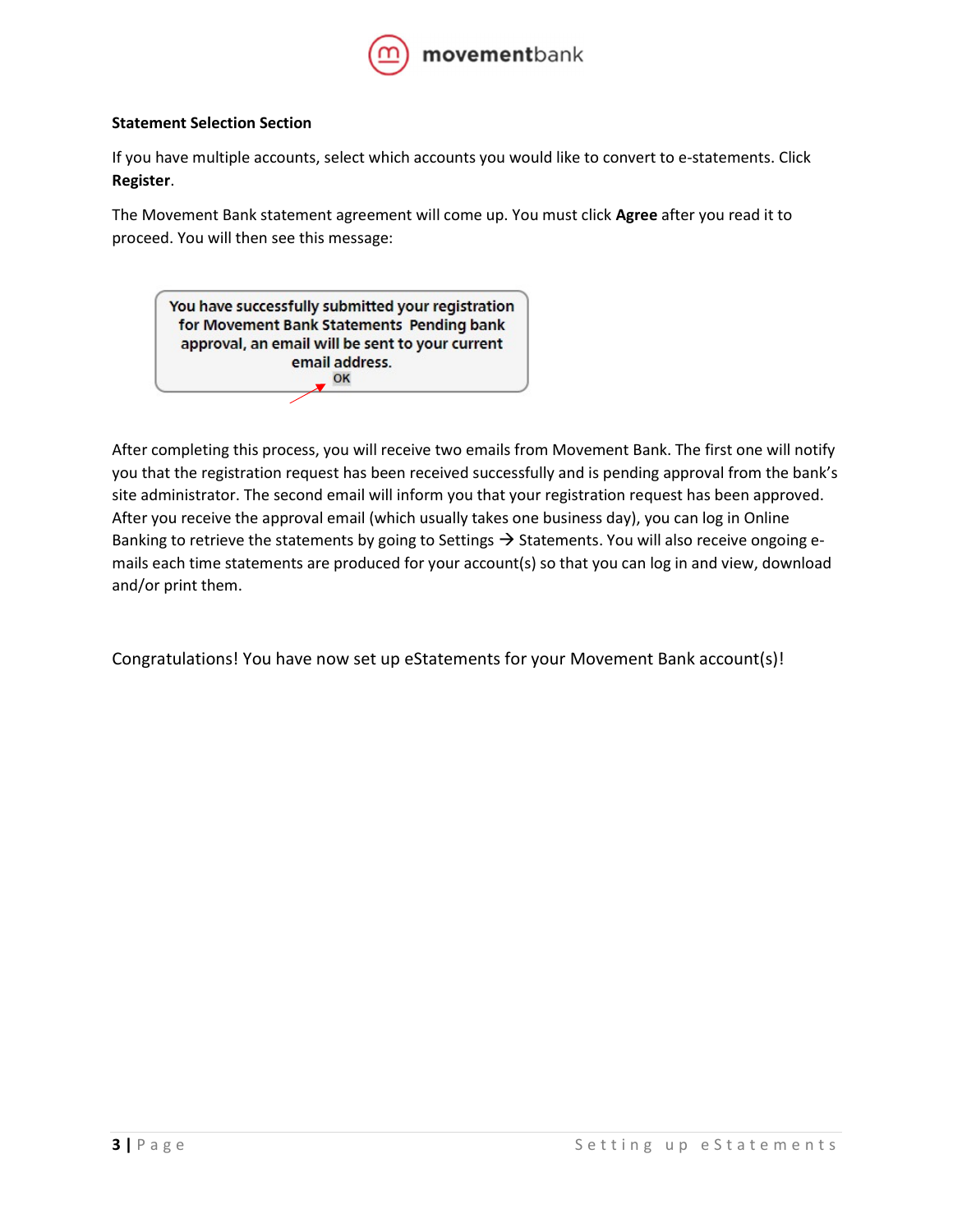**Statement Selection Section**

If you have multiple accounts, select which accounts you would like to convert to e-statements. Click **Register**.

The Movement Bank statement agreement will come up. You must click **Agree** after you read it to proceed. You will then see this message:

You have successfully submitted your registration for Movement Bank Statements Pending bank approval, an email will be sent to your current email address.
OK

After completing this process, you will receive two emails from Movement Bank. The first one will notify you that the registration request has been received successfully and is pending approval from the bank's site administrator. The second email will inform you that your registration request has been approved. After you receive the approval email (which usually takes one business day), you can log in Online Banking to retrieve the statements by going to Settings → Statements. You will also receive ongoing e-mails each time statements are produced for your account(s) so that you can log in and view, download and/or print them.

Congratulations! You have now set up eStatements for your Movement Bank account(s)!